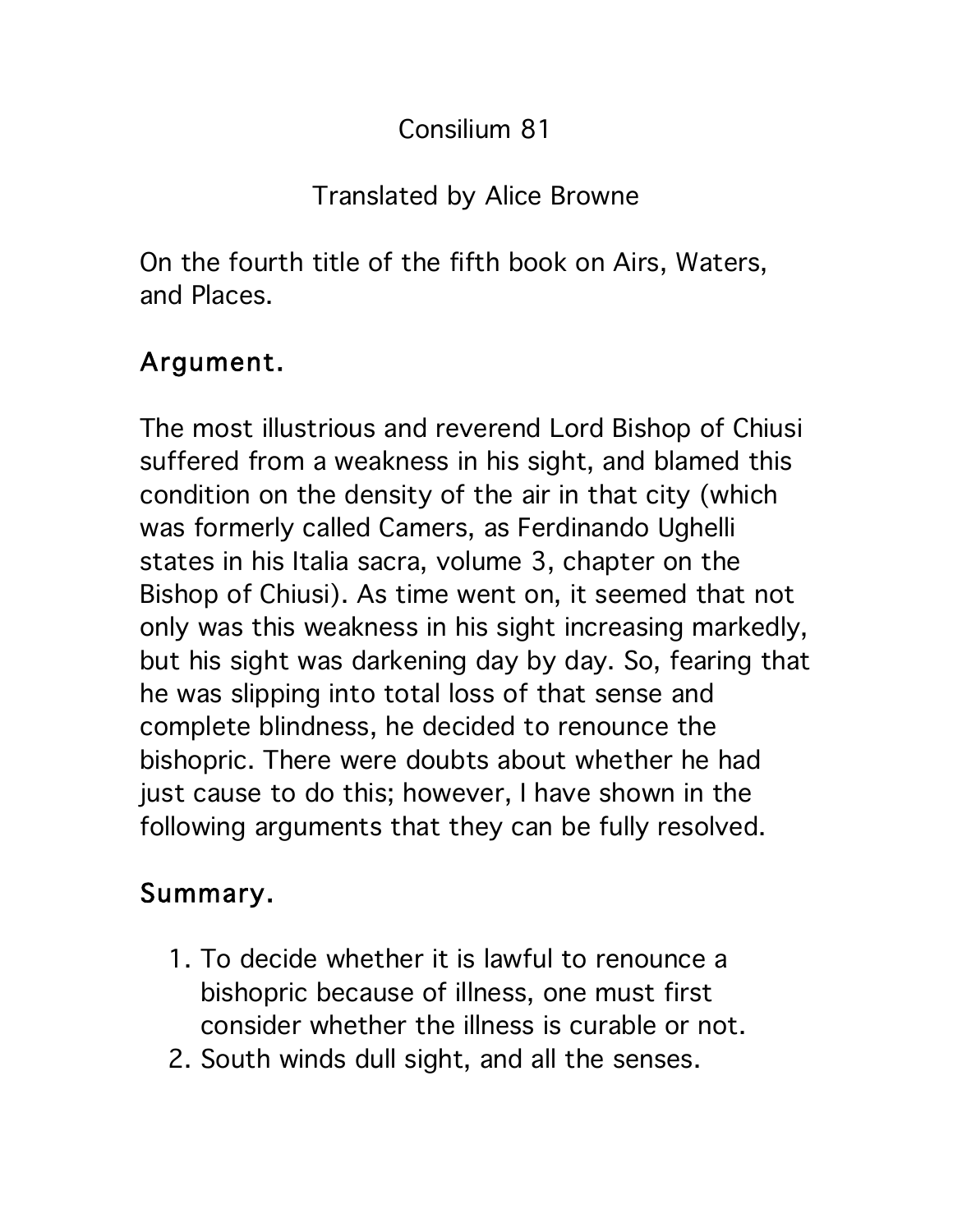# Consilium 81

Translated by Alice Browne

On the fourth title of the fifth book on Airs, Waters, and Places.

## Argument.

The most illustrious and reverend Lord Bishop of Chiusi suffered from a weakness in his sight, and blamed this condition on the density of the air in that city (which was formerly called Camers, as Ferdinando Ughelli states in his Italia sacra, volume 3, chapter on the Bishop of Chiusi). As time went on, it seemed that not only was this weakness in his sight increasing markedly, but his sight was darkening day by day. So, fearing that he was slipping into total loss of that sense and complete blindness, he decided to renounce the bishopric. There were doubts about whether he had just cause to do this; however, I have shown in the following arguments that they can be fully resolved.

## Summary.

1. To decide whether it is lawful to renounce a bishopric because of illness, one must first consider whether the illness is curable or not.
2. South winds dull sight, and all the senses.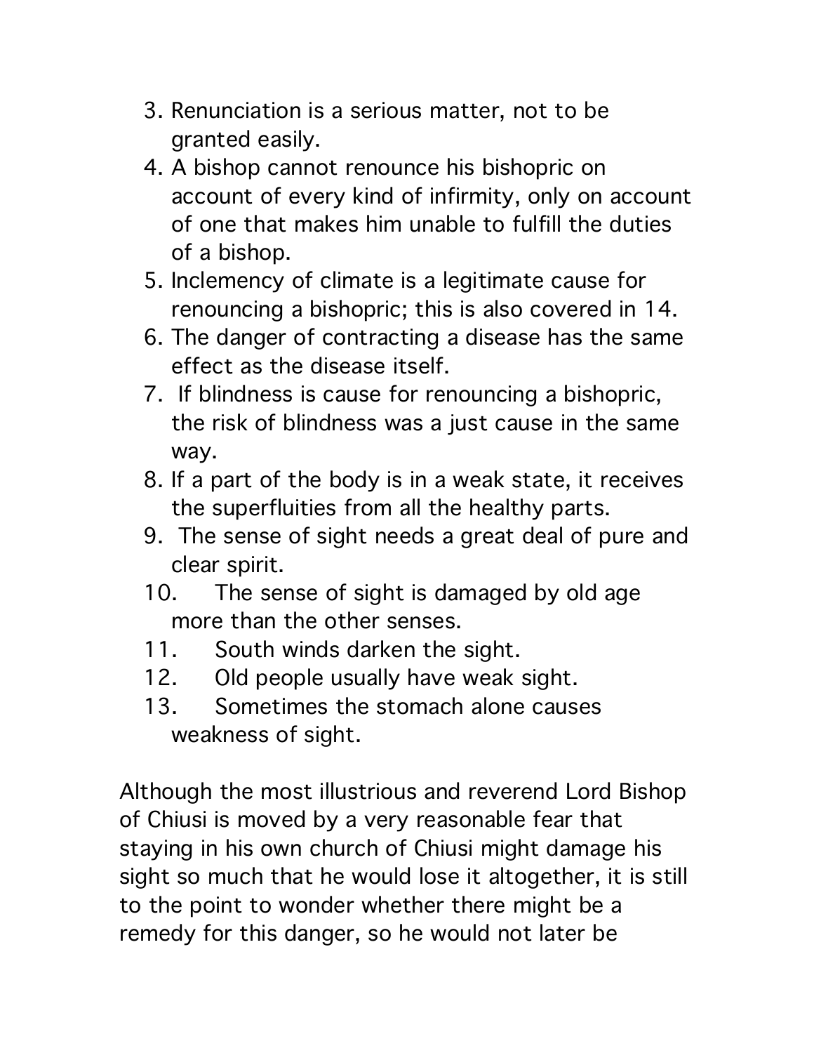3. Renunciation is a serious matter, not to be granted easily.
4. A bishop cannot renounce his bishopric on account of every kind of infirmity, only on account of one that makes him unable to fulfill the duties of a bishop.
5. Inclemency of climate is a legitimate cause for renouncing a bishopric; this is also covered in 14.
6. The danger of contracting a disease has the same effect as the disease itself.
7. If blindness is cause for renouncing a bishopric, the risk of blindness was a just cause in the same way.
8. If a part of the body is in a weak state, it receives the superfluities from all the healthy parts.
9. The sense of sight needs a great deal of pure and clear spirit.
10. The sense of sight is damaged by old age more than the other senses.
11. South winds darken the sight.
12. Old people usually have weak sight.
13. Sometimes the stomach alone causes weakness of sight.

Although the most illustrious and reverend Lord Bishop of Chiusi is moved by a very reasonable fear that staying in his own church of Chiusi might damage his sight so much that he would lose it altogether, it is still to the point to wonder whether there might be a remedy for this danger, so he would not later be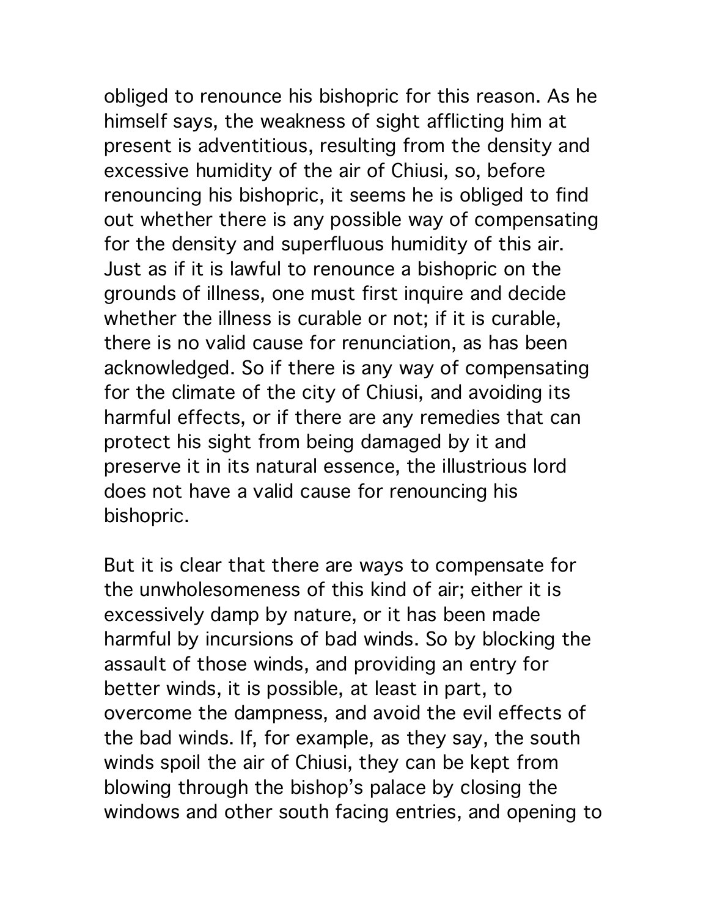obliged to renounce his bishopric for this reason. As he himself says, the weakness of sight afflicting him at present is adventitious, resulting from the density and excessive humidity of the air of Chiusi, so, before renouncing his bishopric, it seems he is obliged to find out whether there is any possible way of compensating for the density and superfluous humidity of this air. Just as if it is lawful to renounce a bishopric on the grounds of illness, one must first inquire and decide whether the illness is curable or not; if it is curable, there is no valid cause for renunciation, as has been acknowledged. So if there is any way of compensating for the climate of the city of Chiusi, and avoiding its harmful effects, or if there are any remedies that can protect his sight from being damaged by it and preserve it in its natural essence, the illustrious lord does not have a valid cause for renouncing his bishopric.

But it is clear that there are ways to compensate for the unwholesomeness of this kind of air; either it is excessively damp by nature, or it has been made harmful by incursions of bad winds. So by blocking the assault of those winds, and providing an entry for better winds, it is possible, at least in part, to overcome the dampness, and avoid the evil effects of the bad winds. If, for example, as they say, the south winds spoil the air of Chiusi, they can be kept from blowing through the bishop's palace by closing the windows and other south facing entries, and opening to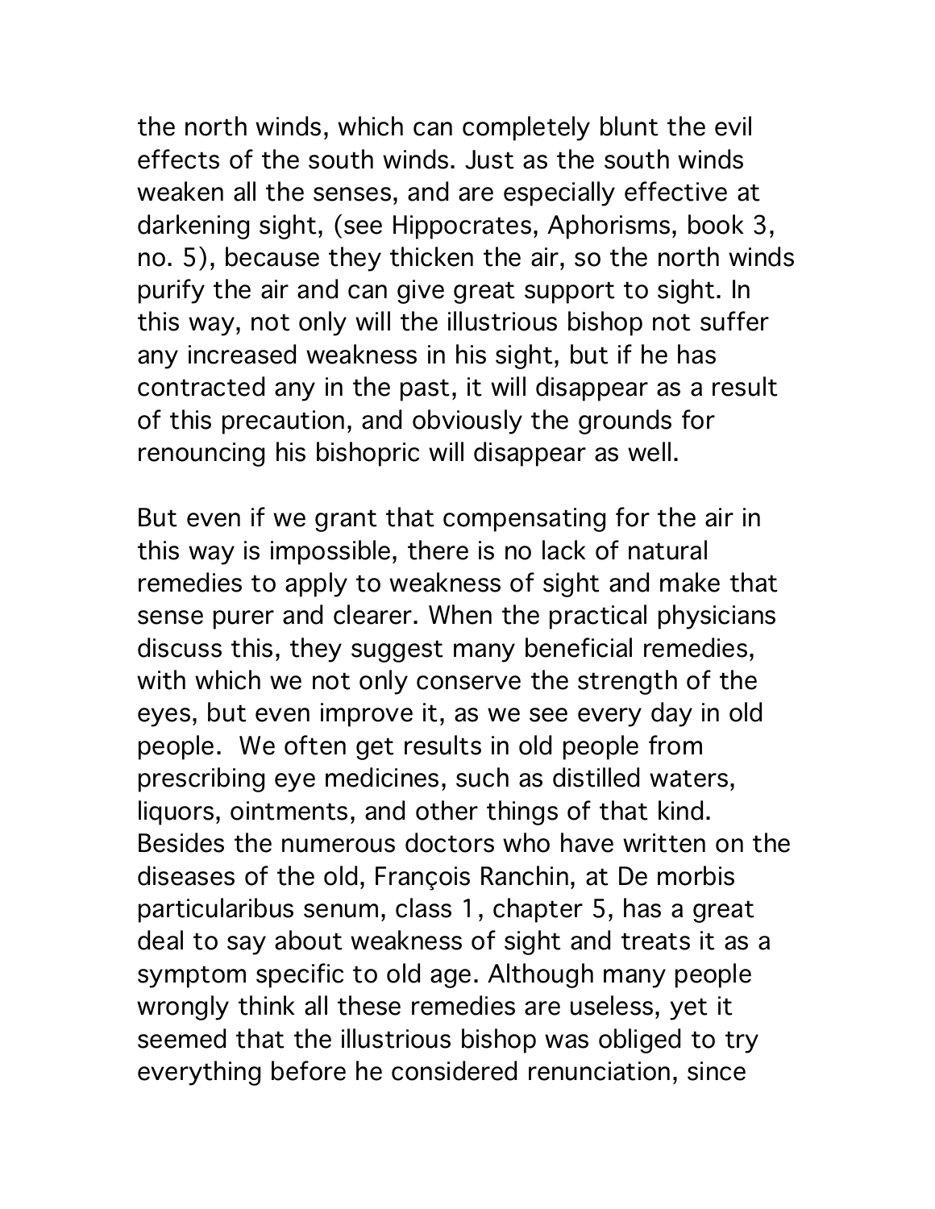the north winds, which can completely blunt the evil effects of the south winds. Just as the south winds weaken all the senses, and are especially effective at darkening sight, (see Hippocrates, Aphorisms, book 3, no. 5), because they thicken the air, so the north winds purify the air and can give great support to sight. In this way, not only will the illustrious bishop not suffer any increased weakness in his sight, but if he has contracted any in the past, it will disappear as a result of this precaution, and obviously the grounds for renouncing his bishopric will disappear as well.

But even if we grant that compensating for the air in this way is impossible, there is no lack of natural remedies to apply to weakness of sight and make that sense purer and clearer. When the practical physicians discuss this, they suggest many beneficial remedies, with which we not only conserve the strength of the eyes, but even improve it, as we see every day in old people. We often get results in old people from prescribing eye medicines, such as distilled waters, liquors, ointments, and other things of that kind. Besides the numerous doctors who have written on the diseases of the old, François Ranchin, at De morbis particularibus senum, class 1, chapter 5, has a great deal to say about weakness of sight and treats it as a symptom specific to old age. Although many people wrongly think all these remedies are useless, yet it seemed that the illustrious bishop was obliged to try everything before he considered renunciation, since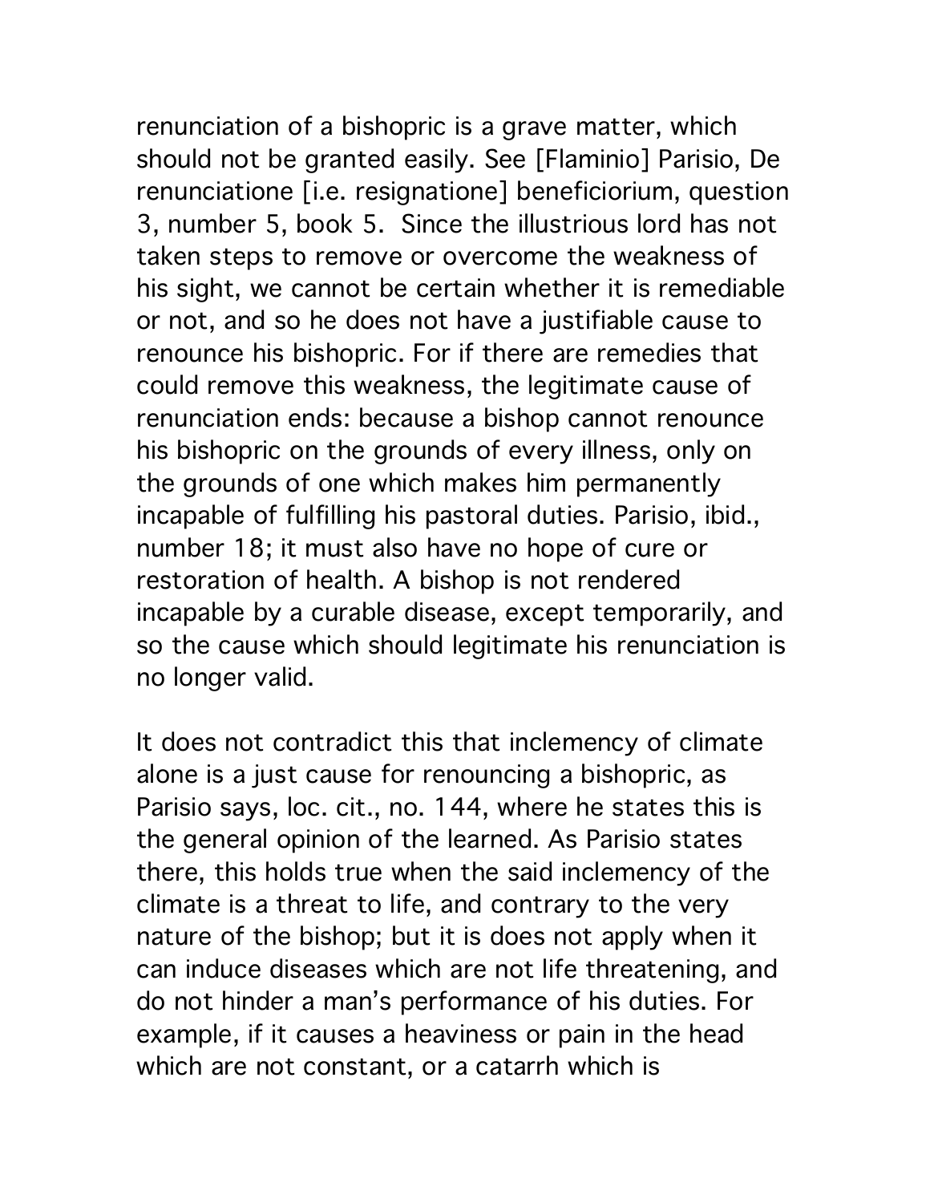renunciation of a bishopric is a grave matter, which should not be granted easily. See [Flaminio] Parisio, De renunciatione [i.e. resignatione] beneficiorium, question 3, number 5, book 5. Since the illustrious lord has not taken steps to remove or overcome the weakness of his sight, we cannot be certain whether it is remediable or not, and so he does not have a justifiable cause to renounce his bishopric. For if there are remedies that could remove this weakness, the legitimate cause of renunciation ends: because a bishop cannot renounce his bishopric on the grounds of every illness, only on the grounds of one which makes him permanently incapable of fulfilling his pastoral duties. Parisio, ibid., number 18; it must also have no hope of cure or restoration of health. A bishop is not rendered incapable by a curable disease, except temporarily, and so the cause which should legitimate his renunciation is no longer valid.

It does not contradict this that inclemency of climate alone is a just cause for renouncing a bishopric, as Parisio says, loc. cit., no. 144, where he states this is the general opinion of the learned. As Parisio states there, this holds true when the said inclemency of the climate is a threat to life, and contrary to the very nature of the bishop; but it is does not apply when it can induce diseases which are not life threatening, and do not hinder a man's performance of his duties. For example, if it causes a heaviness or pain in the head which are not constant, or a catarrh which is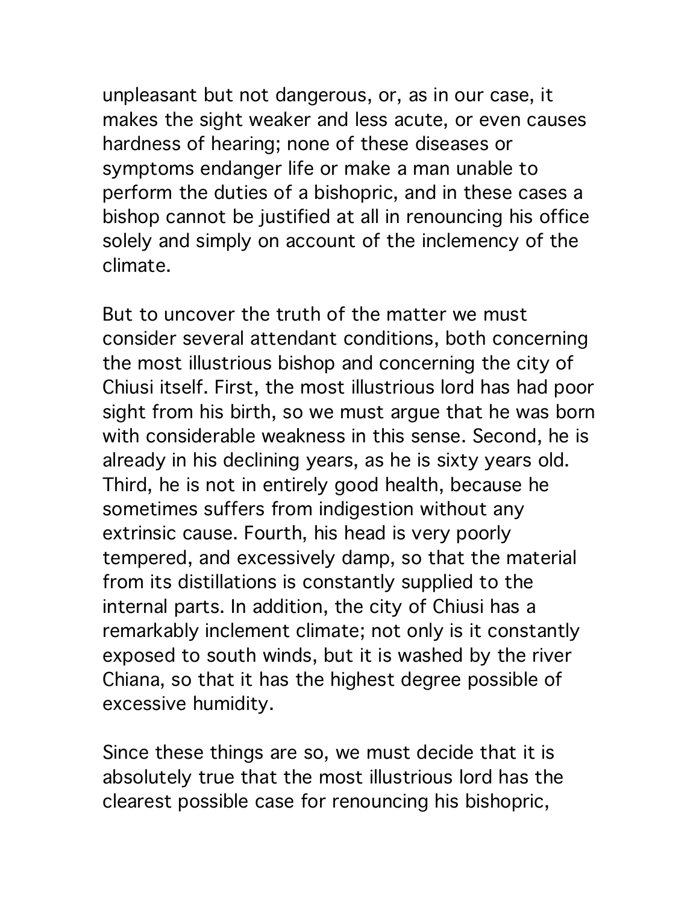unpleasant but not dangerous, or, as in our case, it makes the sight weaker and less acute, or even causes hardness of hearing; none of these diseases or symptoms endanger life or make a man unable to perform the duties of a bishopric, and in these cases a bishop cannot be justified at all in renouncing his office solely and simply on account of the inclemency of the climate.

But to uncover the truth of the matter we must consider several attendant conditions, both concerning the most illustrious bishop and concerning the city of Chiusi itself. First, the most illustrious lord has had poor sight from his birth, so we must argue that he was born with considerable weakness in this sense. Second, he is already in his declining years, as he is sixty years old. Third, he is not in entirely good health, because he sometimes suffers from indigestion without any extrinsic cause. Fourth, his head is very poorly tempered, and excessively damp, so that the material from its distillations is constantly supplied to the internal parts. In addition, the city of Chiusi has a remarkably inclement climate; not only is it constantly exposed to south winds, but it is washed by the river Chiana, so that it has the highest degree possible of excessive humidity.

Since these things are so, we must decide that it is absolutely true that the most illustrious lord has the clearest possible case for renouncing his bishopric,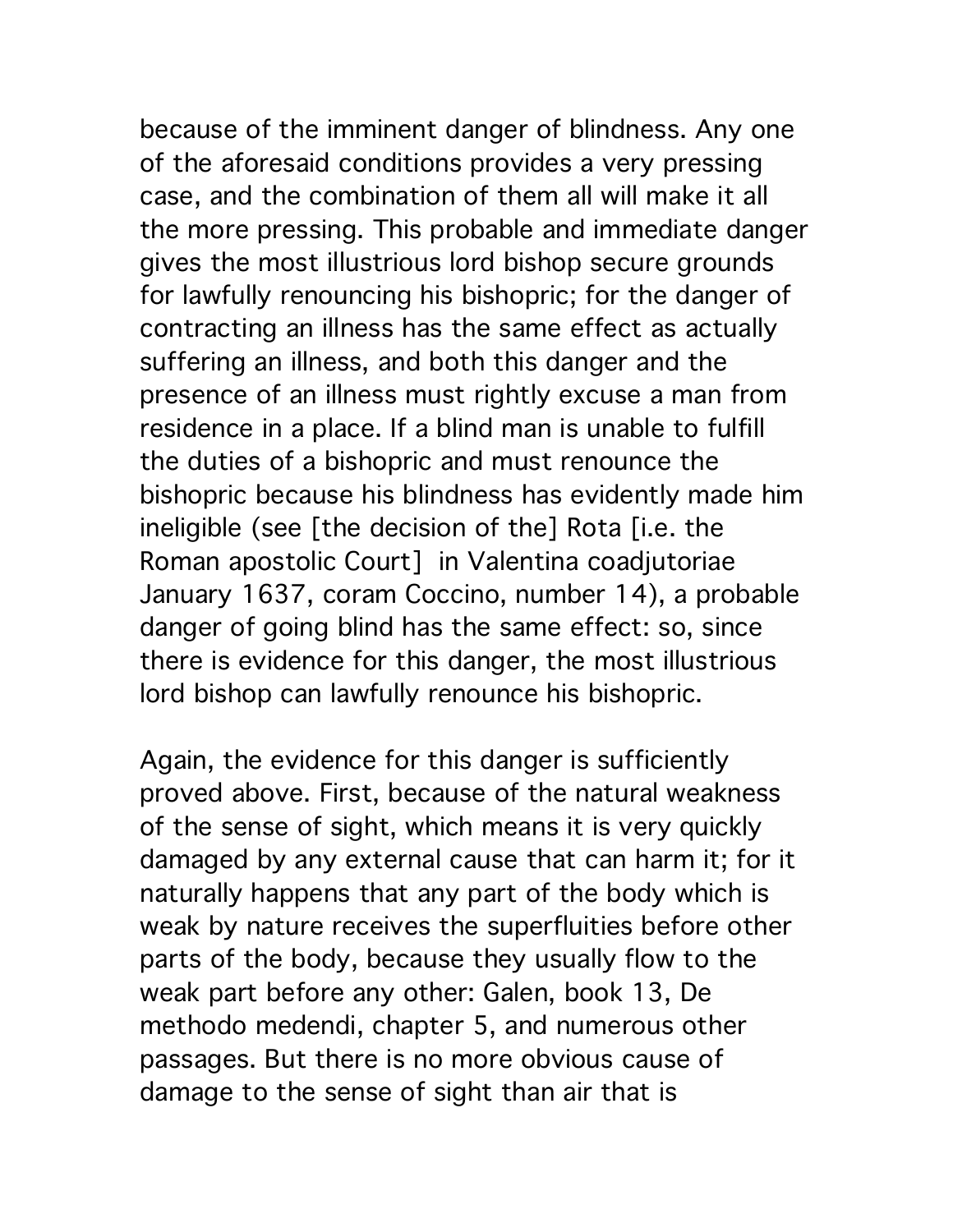because of the imminent danger of blindness. Any one of the aforesaid conditions provides a very pressing case, and the combination of them all will make it all the more pressing. This probable and immediate danger gives the most illustrious lord bishop secure grounds for lawfully renouncing his bishopric; for the danger of contracting an illness has the same effect as actually suffering an illness, and both this danger and the presence of an illness must rightly excuse a man from residence in a place. If a blind man is unable to fulfill the duties of a bishopric and must renounce the bishopric because his blindness has evidently made him ineligible (see [the decision of the] Rota [i.e. the Roman apostolic Court]  in Valentina coadjutoriae January 1637, coram Coccino, number 14), a probable danger of going blind has the same effect: so, since there is evidence for this danger, the most illustrious lord bishop can lawfully renounce his bishopric.

Again, the evidence for this danger is sufficiently proved above. First, because of the natural weakness of the sense of sight, which means it is very quickly damaged by any external cause that can harm it; for it naturally happens that any part of the body which is weak by nature receives the superfluities before other parts of the body, because they usually flow to the weak part before any other: Galen, book 13, De methodo medendi, chapter 5, and numerous other passages. But there is no more obvious cause of damage to the sense of sight than air that is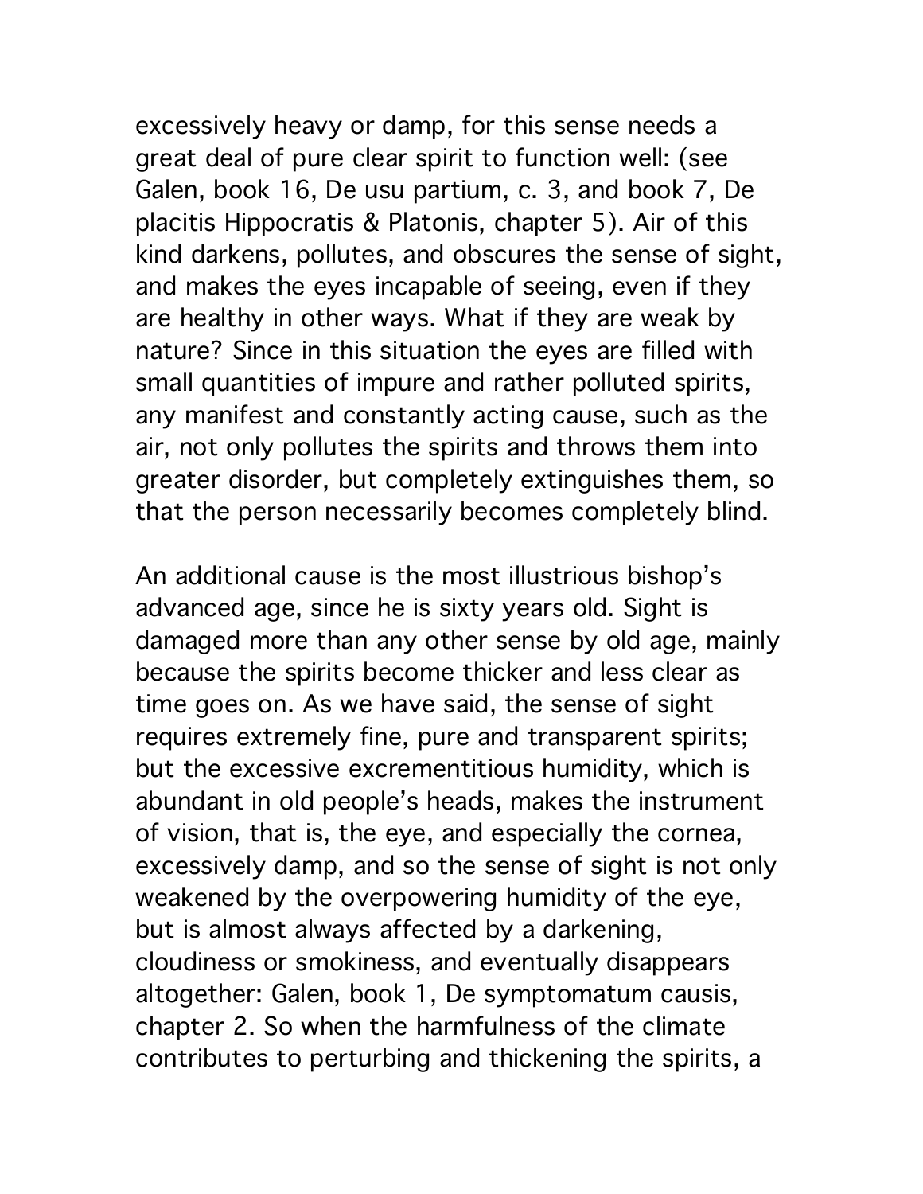excessively heavy or damp, for this sense needs a great deal of pure clear spirit to function well: (see Galen, book 16, De usu partium, c. 3, and book 7, De placitis Hippocratis & Platonis, chapter 5). Air of this kind darkens, pollutes, and obscures the sense of sight, and makes the eyes incapable of seeing, even if they are healthy in other ways. What if they are weak by nature? Since in this situation the eyes are filled with small quantities of impure and rather polluted spirits, any manifest and constantly acting cause, such as the air, not only pollutes the spirits and throws them into greater disorder, but completely extinguishes them, so that the person necessarily becomes completely blind.

An additional cause is the most illustrious bishop's advanced age, since he is sixty years old. Sight is damaged more than any other sense by old age, mainly because the spirits become thicker and less clear as time goes on. As we have said, the sense of sight requires extremely fine, pure and transparent spirits; but the excessive excrementitious humidity, which is abundant in old people's heads, makes the instrument of vision, that is, the eye, and especially the cornea, excessively damp, and so the sense of sight is not only weakened by the overpowering humidity of the eye, but is almost always affected by a darkening, cloudiness or smokiness, and eventually disappears altogether: Galen, book 1, De symptomatum causis, chapter 2. So when the harmfulness of the climate contributes to perturbing and thickening the spirits, a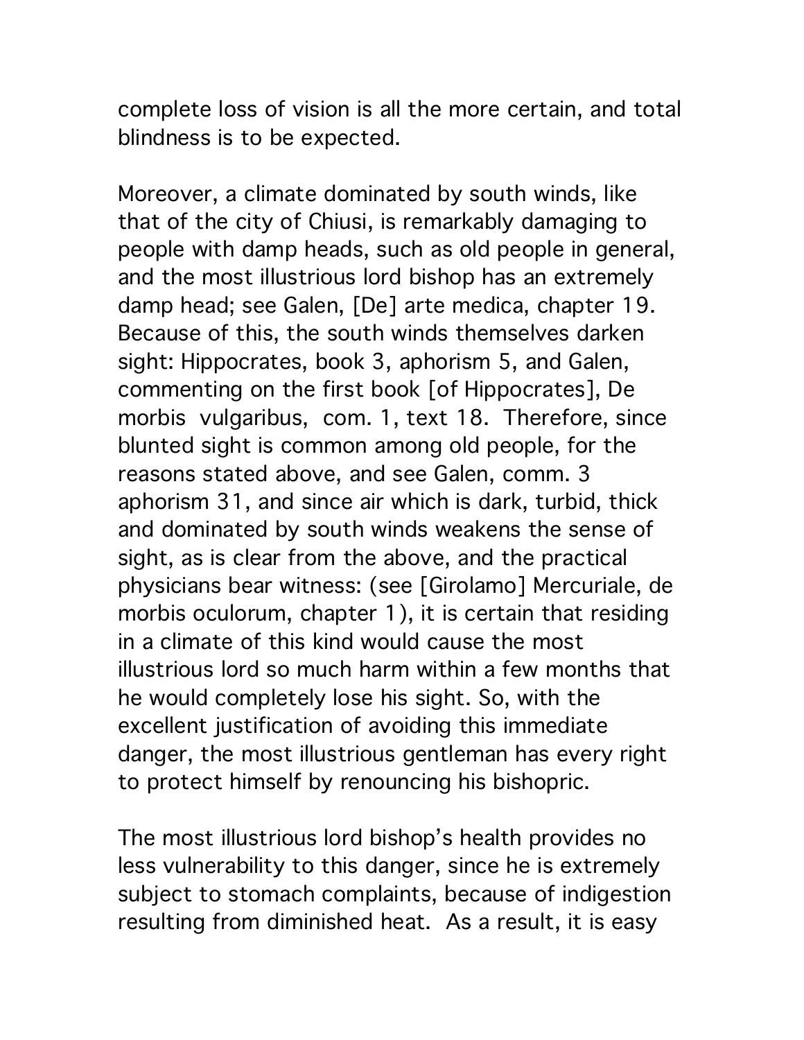complete loss of vision is all the more certain, and total blindness is to be expected.

Moreover, a climate dominated by south winds, like that of the city of Chiusi, is remarkably damaging to people with damp heads, such as old people in general, and the most illustrious lord bishop has an extremely damp head; see Galen, [De] arte medica, chapter 19. Because of this, the south winds themselves darken sight: Hippocrates, book 3, aphorism 5, and Galen, commenting on the first book [of Hippocrates], De morbis vulgaribus, com. 1, text 18. Therefore, since blunted sight is common among old people, for the reasons stated above, and see Galen, comm. 3 aphorism 31, and since air which is dark, turbid, thick and dominated by south winds weakens the sense of sight, as is clear from the above, and the practical physicians bear witness: (see [Girolamo] Mercuriale, de morbis oculorum, chapter 1), it is certain that residing in a climate of this kind would cause the most illustrious lord so much harm within a few months that he would completely lose his sight. So, with the excellent justification of avoiding this immediate danger, the most illustrious gentleman has every right to protect himself by renouncing his bishopric.

The most illustrious lord bishop's health provides no less vulnerability to this danger, since he is extremely subject to stomach complaints, because of indigestion resulting from diminished heat. As a result, it is easy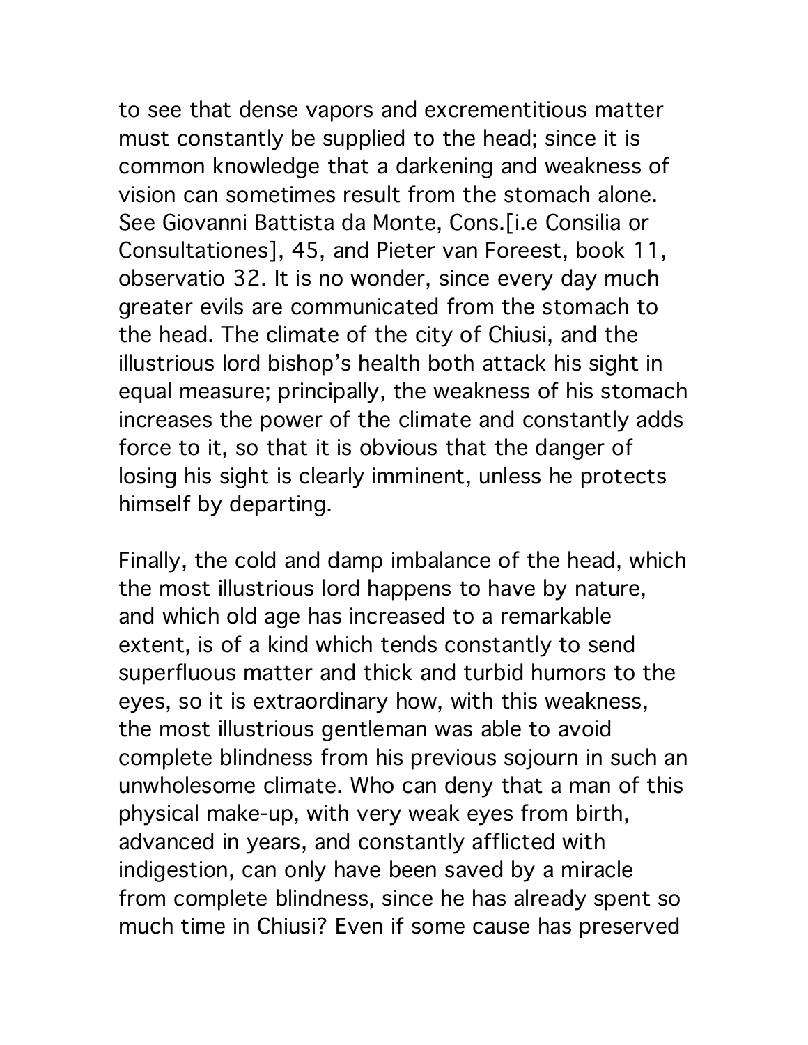to see that dense vapors and excrementitious matter must constantly be supplied to the head; since it is common knowledge that a darkening and weakness of vision can sometimes result from the stomach alone. See Giovanni Battista da Monte, Cons.[i.e Consilia or Consultationes], 45, and Pieter van Foreest, book 11, observatio 32. It is no wonder, since every day much greater evils are communicated from the stomach to the head. The climate of the city of Chiusi, and the illustrious lord bishop's health both attack his sight in equal measure; principally, the weakness of his stomach increases the power of the climate and constantly adds force to it, so that it is obvious that the danger of losing his sight is clearly imminent, unless he protects himself by departing.

Finally, the cold and damp imbalance of the head, which the most illustrious lord happens to have by nature, and which old age has increased to a remarkable extent, is of a kind which tends constantly to send superfluous matter and thick and turbid humors to the eyes, so it is extraordinary how, with this weakness, the most illustrious gentleman was able to avoid complete blindness from his previous sojourn in such an unwholesome climate. Who can deny that a man of this physical make-up, with very weak eyes from birth, advanced in years, and constantly afflicted with indigestion, can only have been saved by a miracle from complete blindness, since he has already spent so much time in Chiusi? Even if some cause has preserved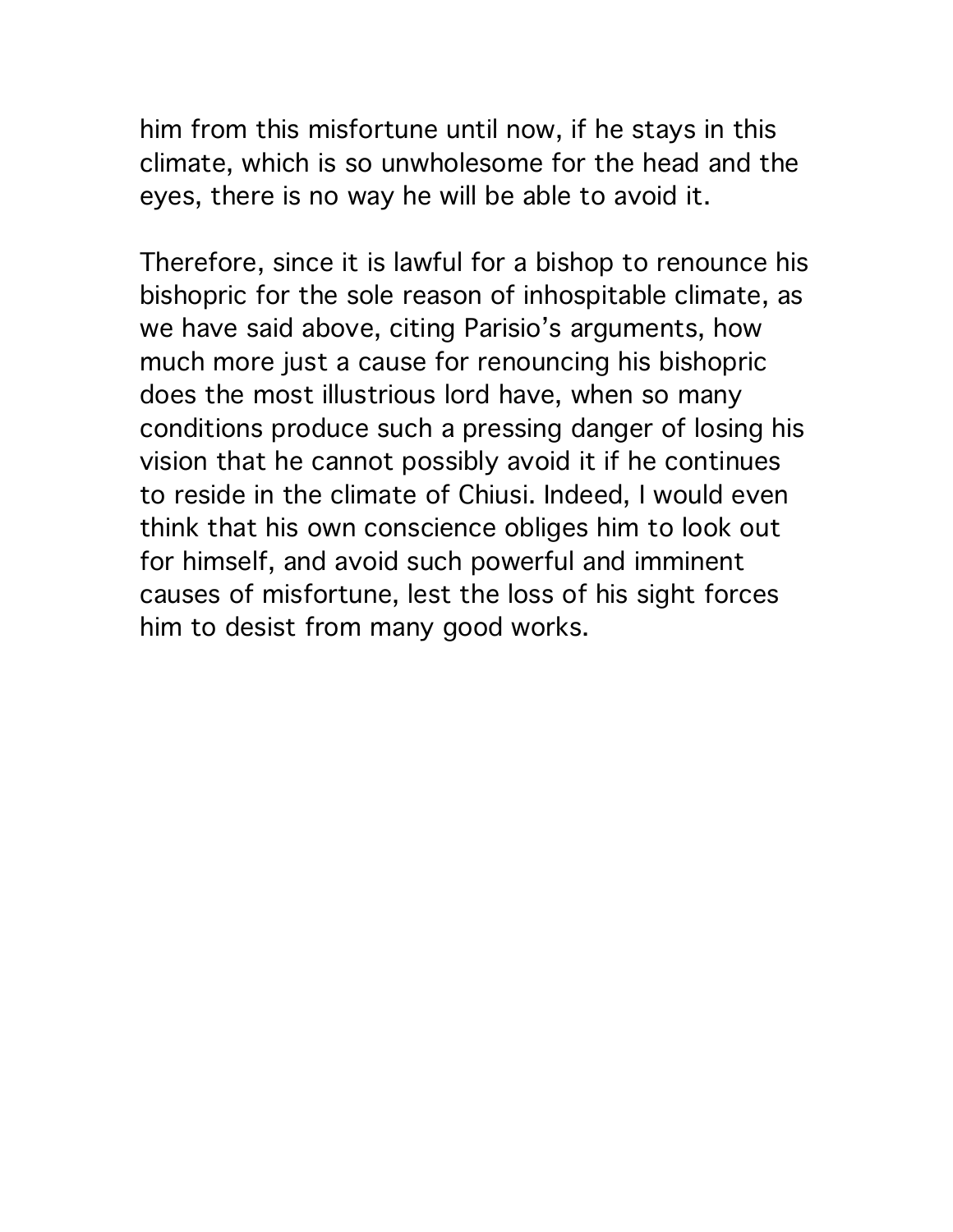him from this misfortune until now, if he stays in this climate, which is so unwholesome for the head and the eyes, there is no way he will be able to avoid it.

Therefore, since it is lawful for a bishop to renounce his bishopric for the sole reason of inhospitable climate, as we have said above, citing Parisio's arguments, how much more just a cause for renouncing his bishopric does the most illustrious lord have, when so many conditions produce such a pressing danger of losing his vision that he cannot possibly avoid it if he continues to reside in the climate of Chiusi. Indeed, I would even think that his own conscience obliges him to look out for himself, and avoid such powerful and imminent causes of misfortune, lest the loss of his sight forces him to desist from many good works.